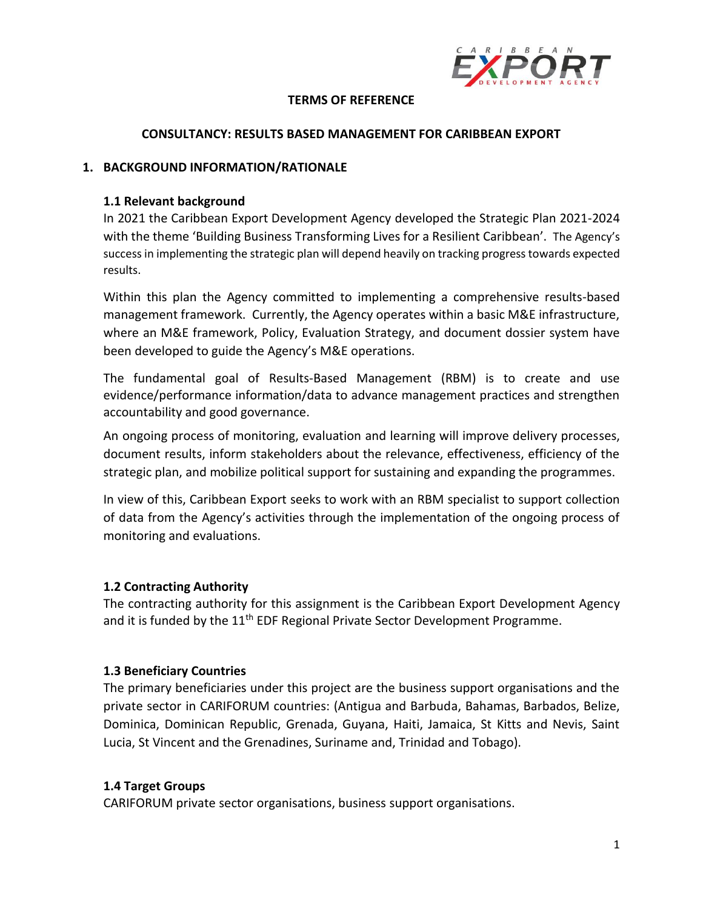# TERMS OF REFERENCE

## CONSULTANCY: RESULTS BASED MANAGEMENT FOR CARIBBEAN EXPORT

## 1. BACKGROUND INFORMATION/RATIONALE

### 1.1 Relevant background

In 2021 the Caribbean Export Development Agency developed the Strategic Plan 2021-2024 with the theme 'Building Business Transforming Lives for a Resilient Caribbean'. The Agency's success in implementing the strategic plan will depend heavily on tracking progress towards expected results.

Within this plan the Agency committed to implementing a comprehensive results-based management framework. Currently, the Agency operates within a basic M&E infrastructure, where an M&E framework, Policy, Evaluation Strategy, and document dossier system have been developed to guide the Agency's M&E operations.

The fundamental goal of Results-Based Management (RBM) is to create and use evidence/performance information/data to advance management practices and strengthen accountability and good governance.

An ongoing process of monitoring, evaluation and learning will improve delivery processes, document results, inform stakeholders about the relevance, effectiveness, efficiency of the strategic plan, and mobilize political support for sustaining and expanding the programmes.

In view of this, Caribbean Export seeks to work with an RBM specialist to support collection of data from the Agency's activities through the implementation of the ongoing process of monitoring and evaluations.

### 1.2 Contracting Authority

The contracting authority for this assignment is the Caribbean Export Development Agency and it is funded by the 11th EDF Regional Private Sector Development Programme.

### 1.3 Beneficiary Countries

The primary beneficiaries under this project are the business support organisations and the private sector in CARIFORUM countries: (Antigua and Barbuda, Bahamas, Barbados, Belize, Dominica, Dominican Republic, Grenada, Guyana, Haiti, Jamaica, St Kitts and Nevis, Saint Lucia, St Vincent and the Grenadines, Suriname and, Trinidad and Tobago).

### 1.4 Target Groups

CARIFORUM private sector organisations, business support organisations.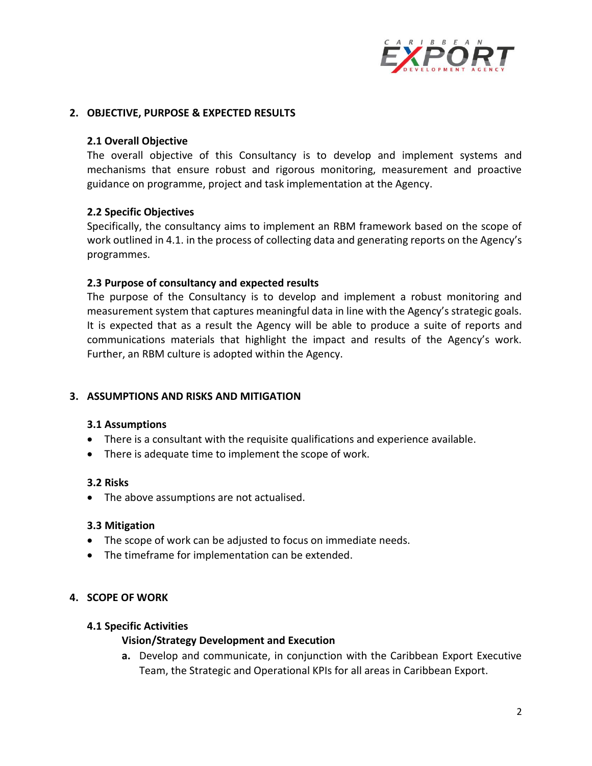## 2. OBJECTIVE, PURPOSE & EXPECTED RESULTS

### 2.1 Overall Objective

The overall objective of this Consultancy is to develop and implement systems and mechanisms that ensure robust and rigorous monitoring, measurement and proactive guidance on programme, project and task implementation at the Agency.

### 2.2 Specific Objectives

Specifically, the consultancy aims to implement an RBM framework based on the scope of work outlined in 4.1. in the process of collecting data and generating reports on the Agency's programmes.

### 2.3 Purpose of consultancy and expected results

The purpose of the Consultancy is to develop and implement a robust monitoring and measurement system that captures meaningful data in line with the Agency's strategic goals. It is expected that as a result the Agency will be able to produce a suite of reports and communications materials that highlight the impact and results of the Agency's work. Further, an RBM culture is adopted within the Agency.

## 3. ASSUMPTIONS AND RISKS AND MITIGATION

### 3.1 Assumptions

- There is a consultant with the requisite qualifications and experience available.
- There is adequate time to implement the scope of work.

### 3.2 Risks

- The above assumptions are not actualised.

### 3.3 Mitigation

- The scope of work can be adjusted to focus on immediate needs.
- The timeframe for implementation can be extended.

## 4. SCOPE OF WORK

### 4.1 Specific Activities

**Vision/Strategy Development and Execution**

**a.** Develop and communicate, in conjunction with the Caribbean Export Executive Team, the Strategic and Operational KPIs for all areas in Caribbean Export.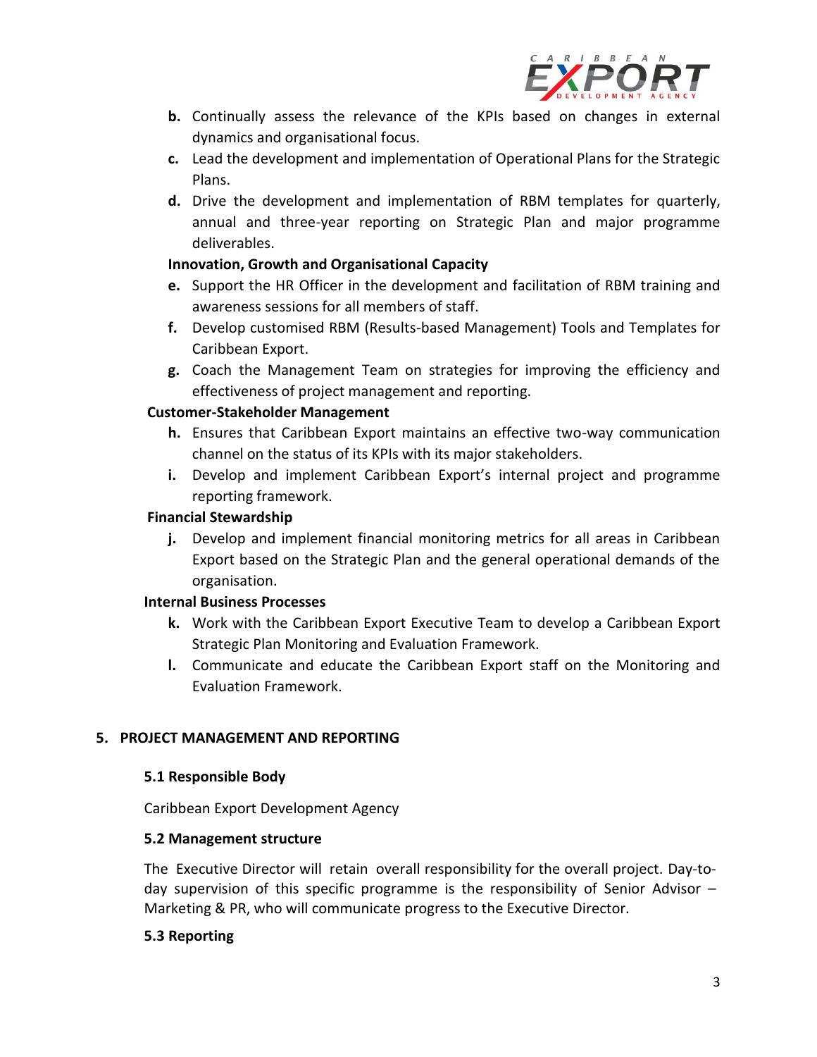b. Continually assess the relevance of the KPIs based on changes in external dynamics and organisational focus.
c. Lead the development and implementation of Operational Plans for the Strategic Plans.
d. Drive the development and implementation of RBM templates for quarterly, annual and three-year reporting on Strategic Plan and major programme deliverables.

**Innovation, Growth and Organisational Capacity**

e. Support the HR Officer in the development and facilitation of RBM training and awareness sessions for all members of staff.
f. Develop customised RBM (Results-based Management) Tools and Templates for Caribbean Export.
g. Coach the Management Team on strategies for improving the efficiency and effectiveness of project management and reporting.

**Customer-Stakeholder Management**

h. Ensures that Caribbean Export maintains an effective two-way communication channel on the status of its KPIs with its major stakeholders.
i. Develop and implement Caribbean Export's internal project and programme reporting framework.

**Financial Stewardship**

j. Develop and implement financial monitoring metrics for all areas in Caribbean Export based on the Strategic Plan and the general operational demands of the organisation.

**Internal Business Processes**

k. Work with the Caribbean Export Executive Team to develop a Caribbean Export Strategic Plan Monitoring and Evaluation Framework.
l. Communicate and educate the Caribbean Export staff on the Monitoring and Evaluation Framework.

## 5. PROJECT MANAGEMENT AND REPORTING

### 5.1 Responsible Body

Caribbean Export Development Agency

### 5.2 Management structure

The Executive Director will retain overall responsibility for the overall project. Day-to-day supervision of this specific programme is the responsibility of Senior Advisor – Marketing & PR, who will communicate progress to the Executive Director.

### 5.3 Reporting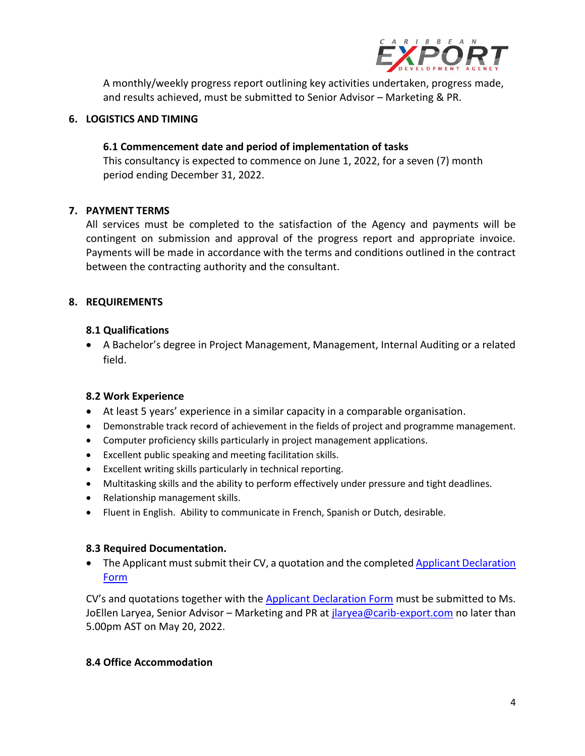A monthly/weekly progress report outlining key activities undertaken, progress made, and results achieved, must be submitted to Senior Advisor – Marketing & PR.

## 6. LOGISTICS AND TIMING

### 6.1 Commencement date and period of implementation of tasks

This consultancy is expected to commence on June 1, 2022, for a seven (7) month period ending December 31, 2022.

## 7. PAYMENT TERMS

All services must be completed to the satisfaction of the Agency and payments will be contingent on submission and approval of the progress report and appropriate invoice. Payments will be made in accordance with the terms and conditions outlined in the contract between the contracting authority and the consultant.

## 8. REQUIREMENTS

### 8.1 Qualifications

- A Bachelor's degree in Project Management, Management, Internal Auditing or a related field.

### 8.2 Work Experience

- At least 5 years' experience in a similar capacity in a comparable organisation.
- Demonstrable track record of achievement in the fields of project and programme management.
- Computer proficiency skills particularly in project management applications.
- Excellent public speaking and meeting facilitation skills.
- Excellent writing skills particularly in technical reporting.
- Multitasking skills and the ability to perform effectively under pressure and tight deadlines.
- Relationship management skills.
- Fluent in English. Ability to communicate in French, Spanish or Dutch, desirable.

### 8.3 Required Documentation.

- The Applicant must submit their CV, a quotation and the completed Applicant Declaration Form

CV's and quotations together with the Applicant Declaration Form must be submitted to Ms. JoEllen Laryea, Senior Advisor – Marketing and PR at jlaryea@carib-export.com no later than 5.00pm AST on May 20, 2022.

### 8.4 Office Accommodation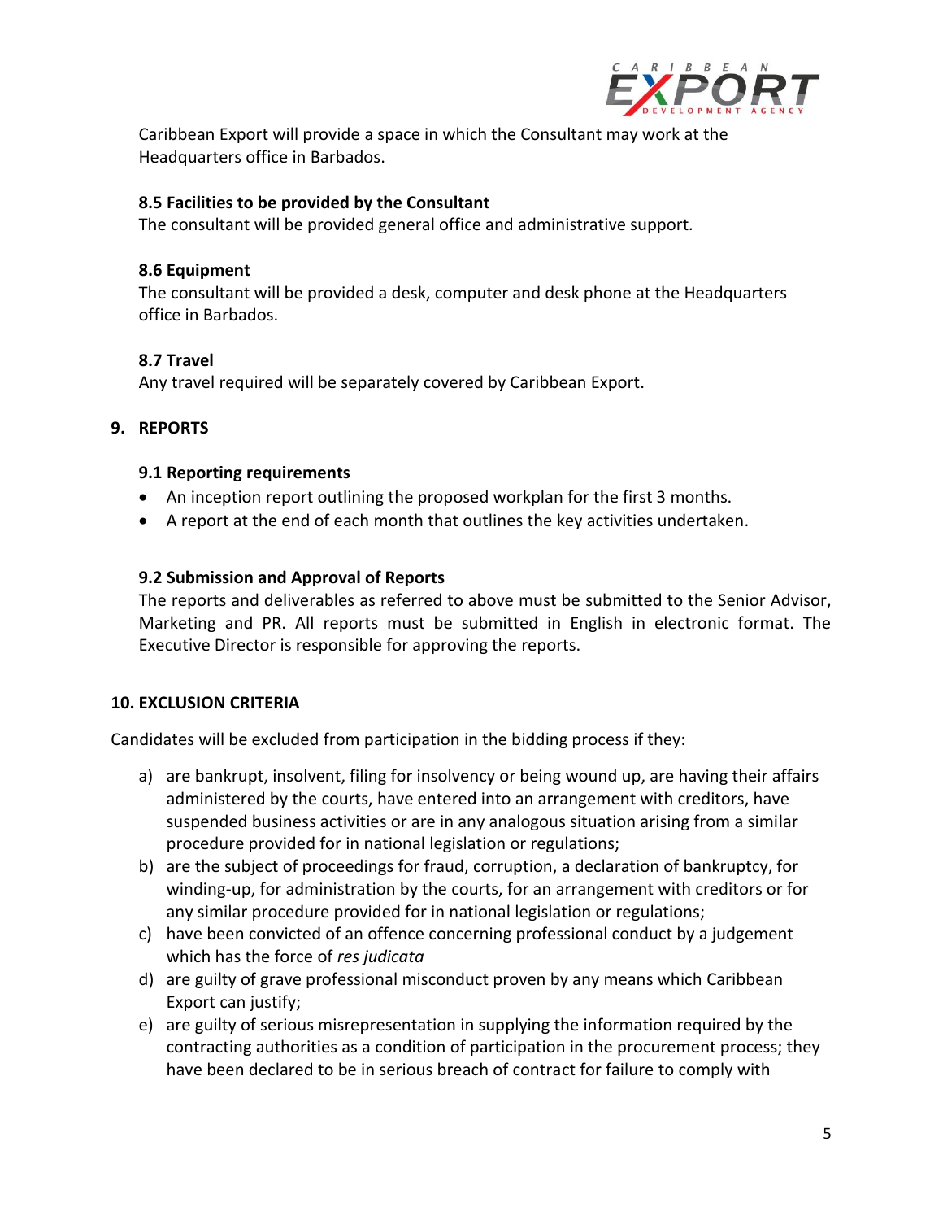Caribbean Export will provide a space in which the Consultant may work at the Headquarters office in Barbados.

### 8.5 Facilities to be provided by the Consultant

The consultant will be provided general office and administrative support.

### 8.6 Equipment

The consultant will be provided a desk, computer and desk phone at the Headquarters office in Barbados.

### 8.7 Travel

Any travel required will be separately covered by Caribbean Export.

## 9. REPORTS

### 9.1 Reporting requirements

- An inception report outlining the proposed workplan for the first 3 months.
- A report at the end of each month that outlines the key activities undertaken.

### 9.2 Submission and Approval of Reports

The reports and deliverables as referred to above must be submitted to the Senior Advisor, Marketing and PR. All reports must be submitted in English in electronic format. The Executive Director is responsible for approving the reports.

## 10. EXCLUSION CRITERIA

Candidates will be excluded from participation in the bidding process if they:

a) are bankrupt, insolvent, filing for insolvency or being wound up, are having their affairs administered by the courts, have entered into an arrangement with creditors, have suspended business activities or are in any analogous situation arising from a similar procedure provided for in national legislation or regulations;
b) are the subject of proceedings for fraud, corruption, a declaration of bankruptcy, for winding-up, for administration by the courts, for an arrangement with creditors or for any similar procedure provided for in national legislation or regulations;
c) have been convicted of an offence concerning professional conduct by a judgement which has the force of *res judicata*
d) are guilty of grave professional misconduct proven by any means which Caribbean Export can justify;
e) are guilty of serious misrepresentation in supplying the information required by the contracting authorities as a condition of participation in the procurement process; they have been declared to be in serious breach of contract for failure to comply with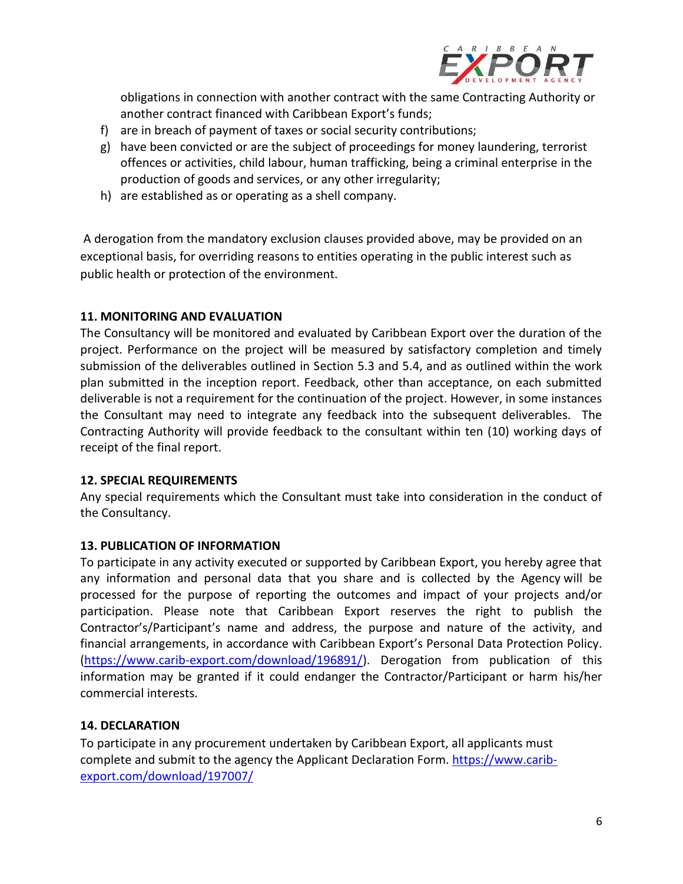obligations in connection with another contract with the same Contracting Authority or another contract financed with Caribbean Export's funds;

f) are in breach of payment of taxes or social security contributions;
g) have been convicted or are the subject of proceedings for money laundering, terrorist offences or activities, child labour, human trafficking, being a criminal enterprise in the production of goods and services, or any other irregularity;
h) are established as or operating as a shell company.

A derogation from the mandatory exclusion clauses provided above, may be provided on an exceptional basis, for overriding reasons to entities operating in the public interest such as public health or protection of the environment.

## 11. MONITORING AND EVALUATION

The Consultancy will be monitored and evaluated by Caribbean Export over the duration of the project. Performance on the project will be measured by satisfactory completion and timely submission of the deliverables outlined in Section 5.3 and 5.4, and as outlined within the work plan submitted in the inception report. Feedback, other than acceptance, on each submitted deliverable is not a requirement for the continuation of the project. However, in some instances the Consultant may need to integrate any feedback into the subsequent deliverables. The Contracting Authority will provide feedback to the consultant within ten (10) working days of receipt of the final report.

## 12. SPECIAL REQUIREMENTS

Any special requirements which the Consultant must take into consideration in the conduct of the Consultancy.

## 13. PUBLICATION OF INFORMATION

To participate in any activity executed or supported by Caribbean Export, you hereby agree that any information and personal data that you share and is collected by the Agency will be processed for the purpose of reporting the outcomes and impact of your projects and/or participation. Please note that Caribbean Export reserves the right to publish the Contractor's/Participant's name and address, the purpose and nature of the activity, and financial arrangements, in accordance with Caribbean Export's Personal Data Protection Policy. (https://www.carib-export.com/download/196891/). Derogation from publication of this information may be granted if it could endanger the Contractor/Participant or harm his/her commercial interests.

## 14. DECLARATION

To participate in any procurement undertaken by Caribbean Export, all applicants must complete and submit to the agency the Applicant Declaration Form. https://www.carib-export.com/download/197007/